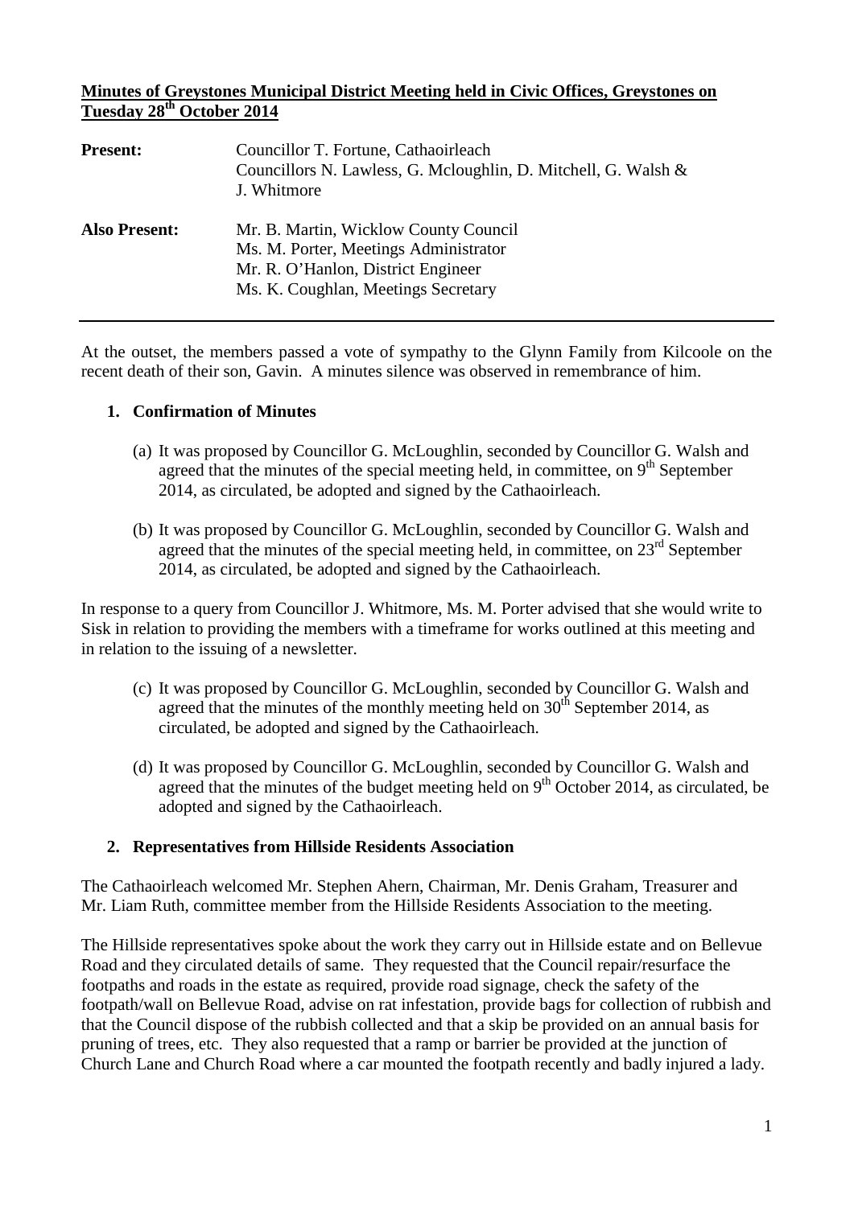**Minutes of Greystones Municipal District Meeting held in Civic Offices, Greystones on Tuesday 28th October 2014**

| | |
|---|---|
| **Present:** | Councillor T. Fortune, Cathaoirleach<br>Councillors N. Lawless, G. Mcloughlin, D. Mitchell, G. Walsh & J. Whitmore |
| **Also Present:** | Mr. B. Martin, Wicklow County Council<br>Ms. M. Porter, Meetings Administrator<br>Mr. R. O'Hanlon, District Engineer<br>Ms. K. Coughlan, Meetings Secretary |

---

At the outset, the members passed a vote of sympathy to the Glynn Family from Kilcoole on the recent death of their son, Gavin. A minutes silence was observed in remembrance of him.

1. **Confirmation of Minutes**

   (a) It was proposed by Councillor G. McLoughlin, seconded by Councillor G. Walsh and agreed that the minutes of the special meeting held, in committee, on 9th September 2014, as circulated, be adopted and signed by the Cathaoirleach.

   (b) It was proposed by Councillor G. McLoughlin, seconded by Councillor G. Walsh and agreed that the minutes of the special meeting held, in committee, on 23rd September 2014, as circulated, be adopted and signed by the Cathaoirleach.

In response to a query from Councillor J. Whitmore, Ms. M. Porter advised that she would write to Sisk in relation to providing the members with a timeframe for works outlined at this meeting and in relation to the issuing of a newsletter.

   (c) It was proposed by Councillor G. McLoughlin, seconded by Councillor G. Walsh and agreed that the minutes of the monthly meeting held on 30th September 2014, as circulated, be adopted and signed by the Cathaoirleach.

   (d) It was proposed by Councillor G. McLoughlin, seconded by Councillor G. Walsh and agreed that the minutes of the budget meeting held on 9th October 2014, as circulated, be adopted and signed by the Cathaoirleach.

2. **Representatives from Hillside Residents Association**

The Cathaoirleach welcomed Mr. Stephen Ahern, Chairman, Mr. Denis Graham, Treasurer and Mr. Liam Ruth, committee member from the Hillside Residents Association to the meeting.

The Hillside representatives spoke about the work they carry out in Hillside estate and on Bellevue Road and they circulated details of same. They requested that the Council repair/resurface the footpaths and roads in the estate as required, provide road signage, check the safety of the footpath/wall on Bellevue Road, advise on rat infestation, provide bags for collection of rubbish and that the Council dispose of the rubbish collected and that a skip be provided on an annual basis for pruning of trees, etc. They also requested that a ramp or barrier be provided at the junction of Church Lane and Church Road where a car mounted the footpath recently and badly injured a lady.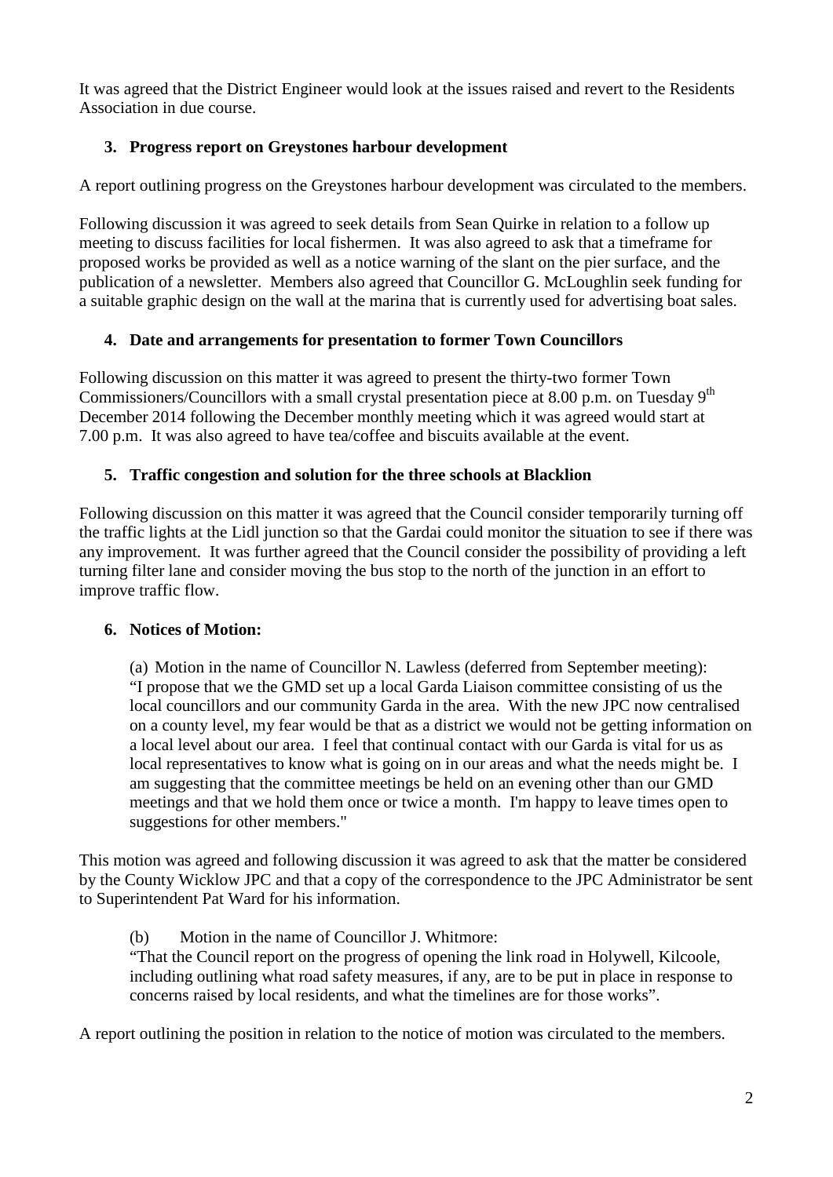It was agreed that the District Engineer would look at the issues raised and revert to the Residents Association in due course.

### 3. Progress report on Greystones harbour development

A report outlining progress on the Greystones harbour development was circulated to the members.

Following discussion it was agreed to seek details from Sean Quirke in relation to a follow up meeting to discuss facilities for local fishermen. It was also agreed to ask that a timeframe for proposed works be provided as well as a notice warning of the slant on the pier surface, and the publication of a newsletter. Members also agreed that Councillor G. McLoughlin seek funding for a suitable graphic design on the wall at the marina that is currently used for advertising boat sales.

### 4. Date and arrangements for presentation to former Town Councillors

Following discussion on this matter it was agreed to present the thirty-two former Town Commissioners/Councillors with a small crystal presentation piece at 8.00 p.m. on Tuesday 9th December 2014 following the December monthly meeting which it was agreed would start at 7.00 p.m. It was also agreed to have tea/coffee and biscuits available at the event.

### 5. Traffic congestion and solution for the three schools at Blacklion

Following discussion on this matter it was agreed that the Council consider temporarily turning off the traffic lights at the Lidl junction so that the Gardai could monitor the situation to see if there was any improvement. It was further agreed that the Council consider the possibility of providing a left turning filter lane and consider moving the bus stop to the north of the junction in an effort to improve traffic flow.

### 6. Notices of Motion:

(a) Motion in the name of Councillor N. Lawless (deferred from September meeting):
"I propose that we the GMD set up a local Garda Liaison committee consisting of us the local councillors and our community Garda in the area. With the new JPC now centralised on a county level, my fear would be that as a district we would not be getting information on a local level about our area. I feel that continual contact with our Garda is vital for us as local representatives to know what is going on in our areas and what the needs might be. I am suggesting that the committee meetings be held on an evening other than our GMD meetings and that we hold them once or twice a month. I'm happy to leave times open to suggestions for other members."

This motion was agreed and following discussion it was agreed to ask that the matter be considered by the County Wicklow JPC and that a copy of the correspondence to the JPC Administrator be sent to Superintendent Pat Ward for his information.

(b) Motion in the name of Councillor J. Whitmore:
"That the Council report on the progress of opening the link road in Holywell, Kilcoole, including outlining what road safety measures, if any, are to be put in place in response to concerns raised by local residents, and what the timelines are for those works".

A report outlining the position in relation to the notice of motion was circulated to the members.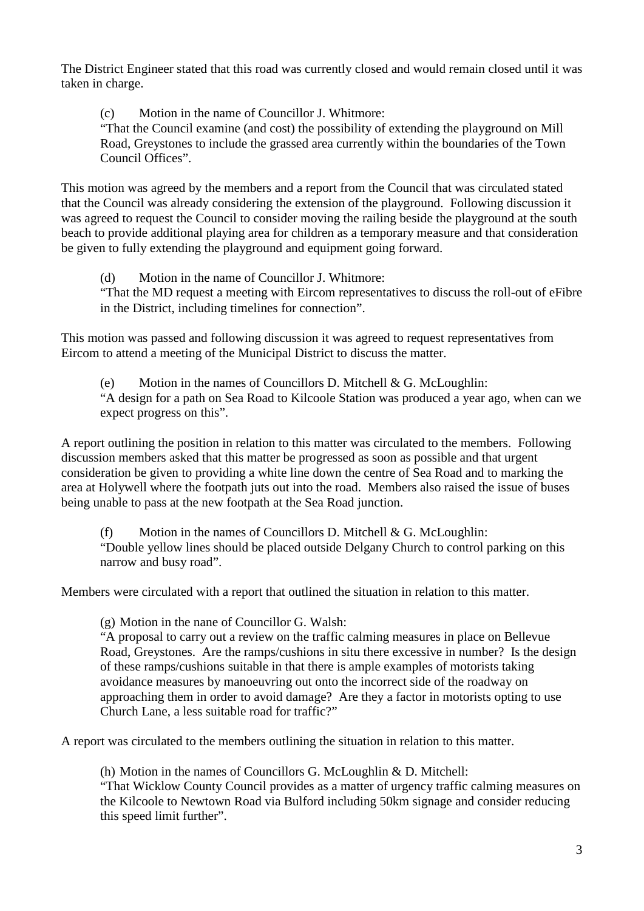The District Engineer stated that this road was currently closed and would remain closed until it was taken in charge.

(c) Motion in the name of Councillor J. Whitmore:
"That the Council examine (and cost) the possibility of extending the playground on Mill Road, Greystones to include the grassed area currently within the boundaries of the Town Council Offices".

This motion was agreed by the members and a report from the Council that was circulated stated that the Council was already considering the extension of the playground. Following discussion it was agreed to request the Council to consider moving the railing beside the playground at the south beach to provide additional playing area for children as a temporary measure and that consideration be given to fully extending the playground and equipment going forward.

(d) Motion in the name of Councillor J. Whitmore:
"That the MD request a meeting with Eircom representatives to discuss the roll-out of eFibre in the District, including timelines for connection".

This motion was passed and following discussion it was agreed to request representatives from Eircom to attend a meeting of the Municipal District to discuss the matter.

(e) Motion in the names of Councillors D. Mitchell & G. McLoughlin:
"A design for a path on Sea Road to Kilcoole Station was produced a year ago, when can we expect progress on this".

A report outlining the position in relation to this matter was circulated to the members. Following discussion members asked that this matter be progressed as soon as possible and that urgent consideration be given to providing a white line down the centre of Sea Road and to marking the area at Holywell where the footpath juts out into the road. Members also raised the issue of buses being unable to pass at the new footpath at the Sea Road junction.

(f) Motion in the names of Councillors D. Mitchell & G. McLoughlin:
"Double yellow lines should be placed outside Delgany Church to control parking on this narrow and busy road".

Members were circulated with a report that outlined the situation in relation to this matter.

(g) Motion in the nane of Councillor G. Walsh:
"A proposal to carry out a review on the traffic calming measures in place on Bellevue Road, Greystones. Are the ramps/cushions in situ there excessive in number? Is the design of these ramps/cushions suitable in that there is ample examples of motorists taking avoidance measures by manoeuvring out onto the incorrect side of the roadway on approaching them in order to avoid damage? Are they a factor in motorists opting to use Church Lane, a less suitable road for traffic?"

A report was circulated to the members outlining the situation in relation to this matter.

(h) Motion in the names of Councillors G. McLoughlin & D. Mitchell:
"That Wicklow County Council provides as a matter of urgency traffic calming measures on the Kilcoole to Newtown Road via Bulford including 50km signage and consider reducing this speed limit further".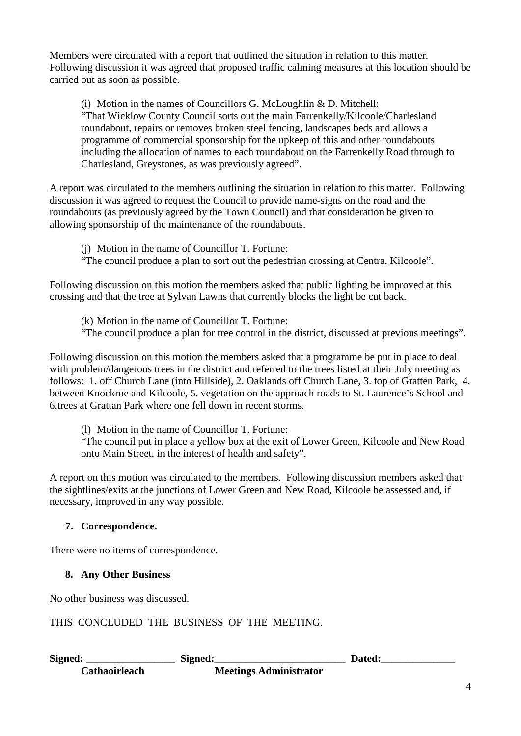Members were circulated with a report that outlined the situation in relation to this matter. Following discussion it was agreed that proposed traffic calming measures at this location should be carried out as soon as possible.

(i) Motion in the names of Councillors G. McLoughlin & D. Mitchell:
"That Wicklow County Council sorts out the main Farrenkelly/Kilcoole/Charlesland roundabout, repairs or removes broken steel fencing, landscapes beds and allows a programme of commercial sponsorship for the upkeep of this and other roundabouts including the allocation of names to each roundabout on the Farrenkelly Road through to Charlesland, Greystones, as was previously agreed".

A report was circulated to the members outlining the situation in relation to this matter. Following discussion it was agreed to request the Council to provide name-signs on the road and the roundabouts (as previously agreed by the Town Council) and that consideration be given to allowing sponsorship of the maintenance of the roundabouts.

(j) Motion in the name of Councillor T. Fortune:
"The council produce a plan to sort out the pedestrian crossing at Centra, Kilcoole".

Following discussion on this motion the members asked that public lighting be improved at this crossing and that the tree at Sylvan Lawns that currently blocks the light be cut back.

(k) Motion in the name of Councillor T. Fortune:
"The council produce a plan for tree control in the district, discussed at previous meetings".

Following discussion on this motion the members asked that a programme be put in place to deal with problem/dangerous trees in the district and referred to the trees listed at their July meeting as follows: 1. off Church Lane (into Hillside), 2. Oaklands off Church Lane, 3. top of Gratten Park, 4. between Knockroe and Kilcoole, 5. vegetation on the approach roads to St. Laurence's School and 6.trees at Grattan Park where one fell down in recent storms.

(l) Motion in the name of Councillor T. Fortune:
"The council put in place a yellow box at the exit of Lower Green, Kilcoole and New Road onto Main Street, in the interest of health and safety".

A report on this motion was circulated to the members. Following discussion members asked that the sightlines/exits at the junctions of Lower Green and New Road, Kilcoole be assessed and, if necessary, improved in any way possible.

**7. Correspondence.**

There were no items of correspondence.

**8. Any Other Business**

No other business was discussed.

THIS CONCLUDED THE BUSINESS OF THE MEETING.

**Signed: _________________ Signed:_________________________ Dated:______________**
**Cathaoirleach Meetings Administrator**